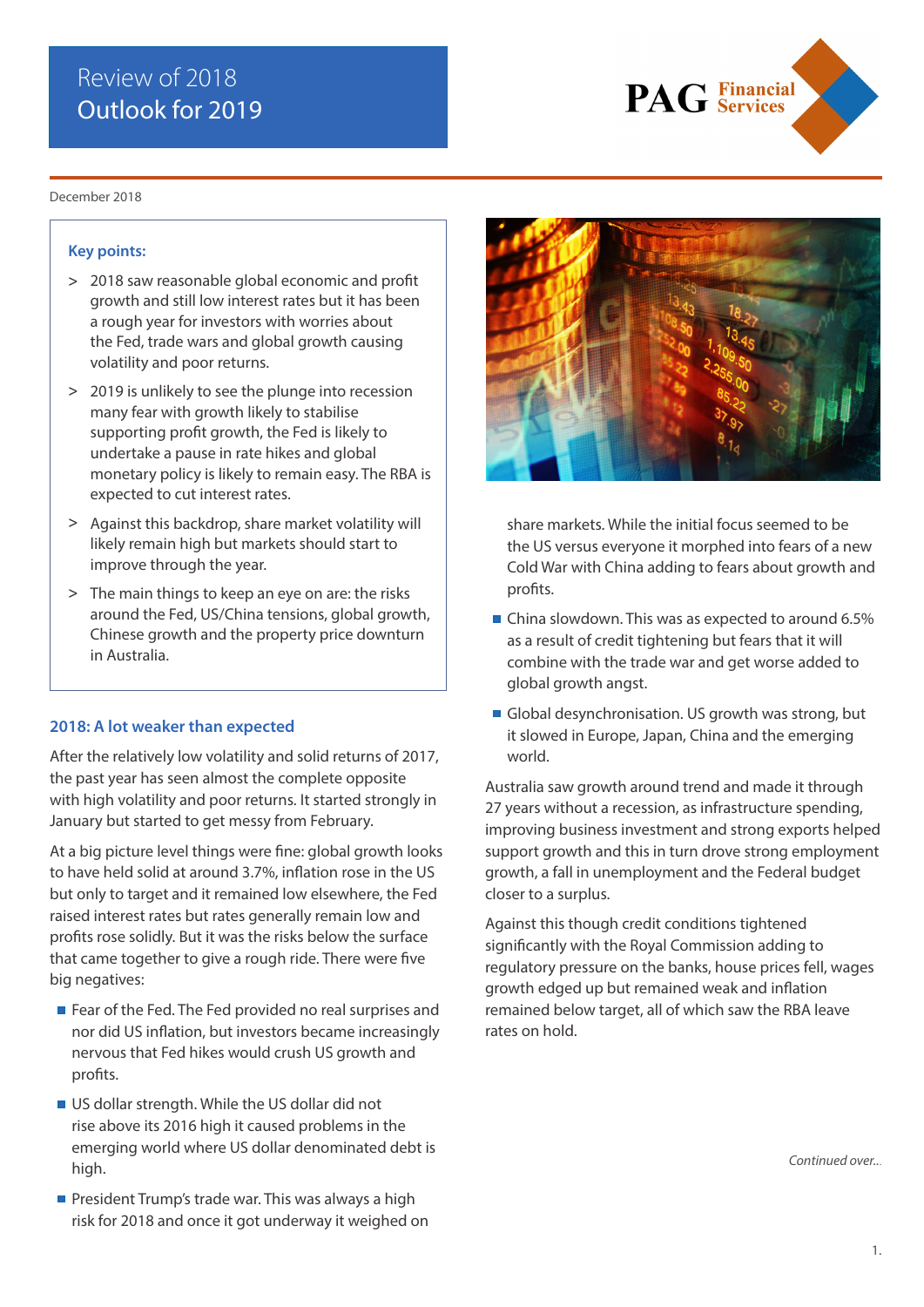# Review of 2018
# Outlook for 2019

December 2018

**Key points:**

> 2018 saw reasonable global economic and profit growth and still low interest rates but it has been a rough year for investors with worries about the Fed, trade wars and global growth causing volatility and poor returns.

> 2019 is unlikely to see the plunge into recession many fear with growth likely to stabilise supporting profit growth, the Fed is likely to undertake a pause in rate hikes and global monetary policy is likely to remain easy. The RBA is expected to cut interest rates.

> Against this backdrop, share market volatility will likely remain high but markets should start to improve through the year.

> The main things to keep an eye on are: the risks around the Fed, US/China tensions, global growth, Chinese growth and the property price downturn in Australia.

## 2018: A lot weaker than expected

After the relatively low volatility and solid returns of 2017, the past year has seen almost the complete opposite with high volatility and poor returns. It started strongly in January but started to get messy from February.

At a big picture level things were fine: global growth looks to have held solid at around 3.7%, inflation rose in the US but only to target and it remained low elsewhere, the Fed raised interest rates but rates generally remain low and profits rose solidly. But it was the risks below the surface that came together to give a rough ride. There were five big negatives:

- Fear of the Fed. The Fed provided no real surprises and nor did US inflation, but investors became increasingly nervous that Fed hikes would crush US growth and profits.
- US dollar strength. While the US dollar did not rise above its 2016 high it caused problems in the emerging world where US dollar denominated debt is high.
- President Trump's trade war. This was always a high risk for 2018 and once it got underway it weighed on share markets. While the initial focus seemed to be the US versus everyone it morphed into fears of a new Cold War with China adding to fears about growth and profits.
- China slowdown. This was as expected to around 6.5% as a result of credit tightening but fears that it will combine with the trade war and get worse added to global growth angst.
- Global desynchronisation. US growth was strong, but it slowed in Europe, Japan, China and the emerging world.

Australia saw growth around trend and made it through 27 years without a recession, as infrastructure spending, improving business investment and strong exports helped support growth and this in turn drove strong employment growth, a fall in unemployment and the Federal budget closer to a surplus.

Against this though credit conditions tightened significantly with the Royal Commission adding to regulatory pressure on the banks, house prices fell, wages growth edged up but remained weak and inflation remained below target, all of which saw the RBA leave rates on hold.

*Continued over...*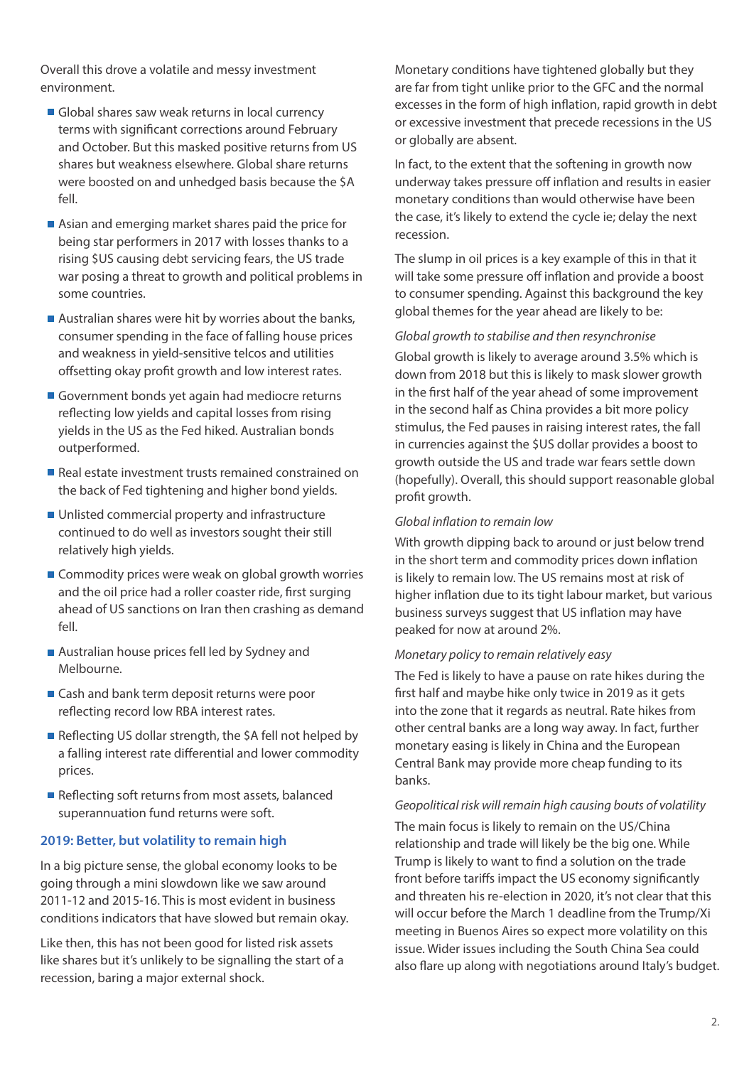Overall this drove a volatile and messy investment environment.

- Global shares saw weak returns in local currency terms with significant corrections around February and October. But this masked positive returns from US shares but weakness elsewhere. Global share returns were boosted on and unhedged basis because the $A fell.
- Asian and emerging market shares paid the price for being star performers in 2017 with losses thanks to a rising $US causing debt servicing fears, the US trade war posing a threat to growth and political problems in some countries.
- Australian shares were hit by worries about the banks, consumer spending in the face of falling house prices and weakness in yield-sensitive telcos and utilities offsetting okay profit growth and low interest rates.
- Government bonds yet again had mediocre returns reflecting low yields and capital losses from rising yields in the US as the Fed hiked. Australian bonds outperformed.
- Real estate investment trusts remained constrained on the back of Fed tightening and higher bond yields.
- Unlisted commercial property and infrastructure continued to do well as investors sought their still relatively high yields.
- Commodity prices were weak on global growth worries and the oil price had a roller coaster ride, first surging ahead of US sanctions on Iran then crashing as demand fell.
- Australian house prices fell led by Sydney and Melbourne.
- Cash and bank term deposit returns were poor reflecting record low RBA interest rates.
- Reflecting US dollar strength, the $A fell not helped by a falling interest rate differential and lower commodity prices.
- Reflecting soft returns from most assets, balanced superannuation fund returns were soft.

## 2019: Better, but volatility to remain high

In a big picture sense, the global economy looks to be going through a mini slowdown like we saw around 2011-12 and 2015-16. This is most evident in business conditions indicators that have slowed but remain okay.

Like then, this has not been good for listed risk assets like shares but it's unlikely to be signalling the start of a recession, baring a major external shock.

Monetary conditions have tightened globally but they are far from tight unlike prior to the GFC and the normal excesses in the form of high inflation, rapid growth in debt or excessive investment that precede recessions in the US or globally are absent.

In fact, to the extent that the softening in growth now underway takes pressure off inflation and results in easier monetary conditions than would otherwise have been the case, it's likely to extend the cycle ie; delay the next recession.

The slump in oil prices is a key example of this in that it will take some pressure off inflation and provide a boost to consumer spending. Against this background the key global themes for the year ahead are likely to be:

*Global growth to stabilise and then resynchronise*

Global growth is likely to average around 3.5% which is down from 2018 but this is likely to mask slower growth in the first half of the year ahead of some improvement in the second half as China provides a bit more policy stimulus, the Fed pauses in raising interest rates, the fall in currencies against the $US dollar provides a boost to growth outside the US and trade war fears settle down (hopefully). Overall, this should support reasonable global profit growth.

*Global inflation to remain low*

With growth dipping back to around or just below trend in the short term and commodity prices down inflation is likely to remain low. The US remains most at risk of higher inflation due to its tight labour market, but various business surveys suggest that US inflation may have peaked for now at around 2%.

*Monetary policy to remain relatively easy*

The Fed is likely to have a pause on rate hikes during the first half and maybe hike only twice in 2019 as it gets into the zone that it regards as neutral. Rate hikes from other central banks are a long way away. In fact, further monetary easing is likely in China and the European Central Bank may provide more cheap funding to its banks.

*Geopolitical risk will remain high causing bouts of volatility*

The main focus is likely to remain on the US/China relationship and trade will likely be the big one. While Trump is likely to want to find a solution on the trade front before tariffs impact the US economy significantly and threaten his re-election in 2020, it's not clear that this will occur before the March 1 deadline from the Trump/Xi meeting in Buenos Aires so expect more volatility on this issue. Wider issues including the South China Sea could also flare up along with negotiations around Italy's budget.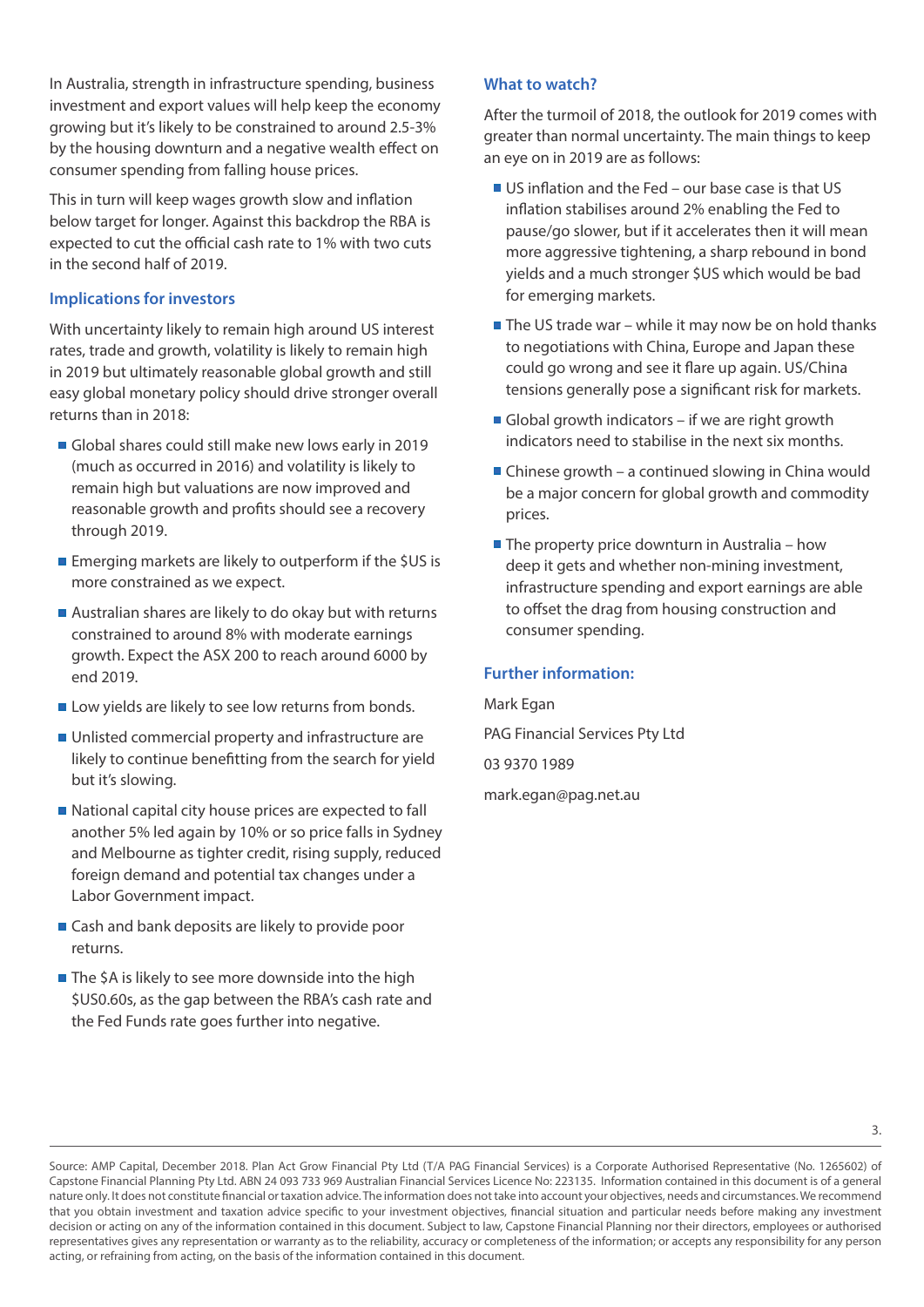In Australia, strength in infrastructure spending, business investment and export values will help keep the economy growing but it's likely to be constrained to around 2.5-3% by the housing downturn and a negative wealth effect on consumer spending from falling house prices.

This in turn will keep wages growth slow and inflation below target for longer. Against this backdrop the RBA is expected to cut the official cash rate to 1% with two cuts in the second half of 2019.

## Implications for investors

With uncertainty likely to remain high around US interest rates, trade and growth, volatility is likely to remain high in 2019 but ultimately reasonable global growth and still easy global monetary policy should drive stronger overall returns than in 2018:

- Global shares could still make new lows early in 2019 (much as occurred in 2016) and volatility is likely to remain high but valuations are now improved and reasonable growth and profits should see a recovery through 2019.
- Emerging markets are likely to outperform if the $US is more constrained as we expect.
- Australian shares are likely to do okay but with returns constrained to around 8% with moderate earnings growth. Expect the ASX 200 to reach around 6000 by end 2019.
- Low yields are likely to see low returns from bonds.
- Unlisted commercial property and infrastructure are likely to continue benefitting from the search for yield but it's slowing.
- National capital city house prices are expected to fall another 5% led again by 10% or so price falls in Sydney and Melbourne as tighter credit, rising supply, reduced foreign demand and potential tax changes under a Labor Government impact.
- Cash and bank deposits are likely to provide poor returns.
- The $A is likely to see more downside into the high $US0.60s, as the gap between the RBA's cash rate and the Fed Funds rate goes further into negative.

## What to watch?

After the turmoil of 2018, the outlook for 2019 comes with greater than normal uncertainty. The main things to keep an eye on in 2019 are as follows:

- US inflation and the Fed – our base case is that US inflation stabilises around 2% enabling the Fed to pause/go slower, but if it accelerates then it will mean more aggressive tightening, a sharp rebound in bond yields and a much stronger $US which would be bad for emerging markets.
- The US trade war – while it may now be on hold thanks to negotiations with China, Europe and Japan these could go wrong and see it flare up again. US/China tensions generally pose a significant risk for markets.
- Global growth indicators – if we are right growth indicators need to stabilise in the next six months.
- Chinese growth – a continued slowing in China would be a major concern for global growth and commodity prices.
- The property price downturn in Australia – how deep it gets and whether non-mining investment, infrastructure spending and export earnings are able to offset the drag from housing construction and consumer spending.

## Further information:

Mark Egan

PAG Financial Services Pty Ltd

03 9370 1989

mark.egan@pag.net.au

Source: AMP Capital, December 2018. Plan Act Grow Financial Pty Ltd (T/A PAG Financial Services) is a Corporate Authorised Representative (No. 1265602) of Capstone Financial Planning Pty Ltd. ABN 24 093 733 969 Australian Financial Services Licence No: 223135. Information contained in this document is of a general nature only. It does not constitute financial or taxation advice. The information does not take into account your objectives, needs and circumstances. We recommend that you obtain investment and taxation advice specific to your investment objectives, financial situation and particular needs before making any investment decision or acting on any of the information contained in this document. Subject to law, Capstone Financial Planning nor their directors, employees or authorised representatives gives any representation or warranty as to the reliability, accuracy or completeness of the information; or accepts any responsibility for any person acting, or refraining from acting, on the basis of the information contained in this document.